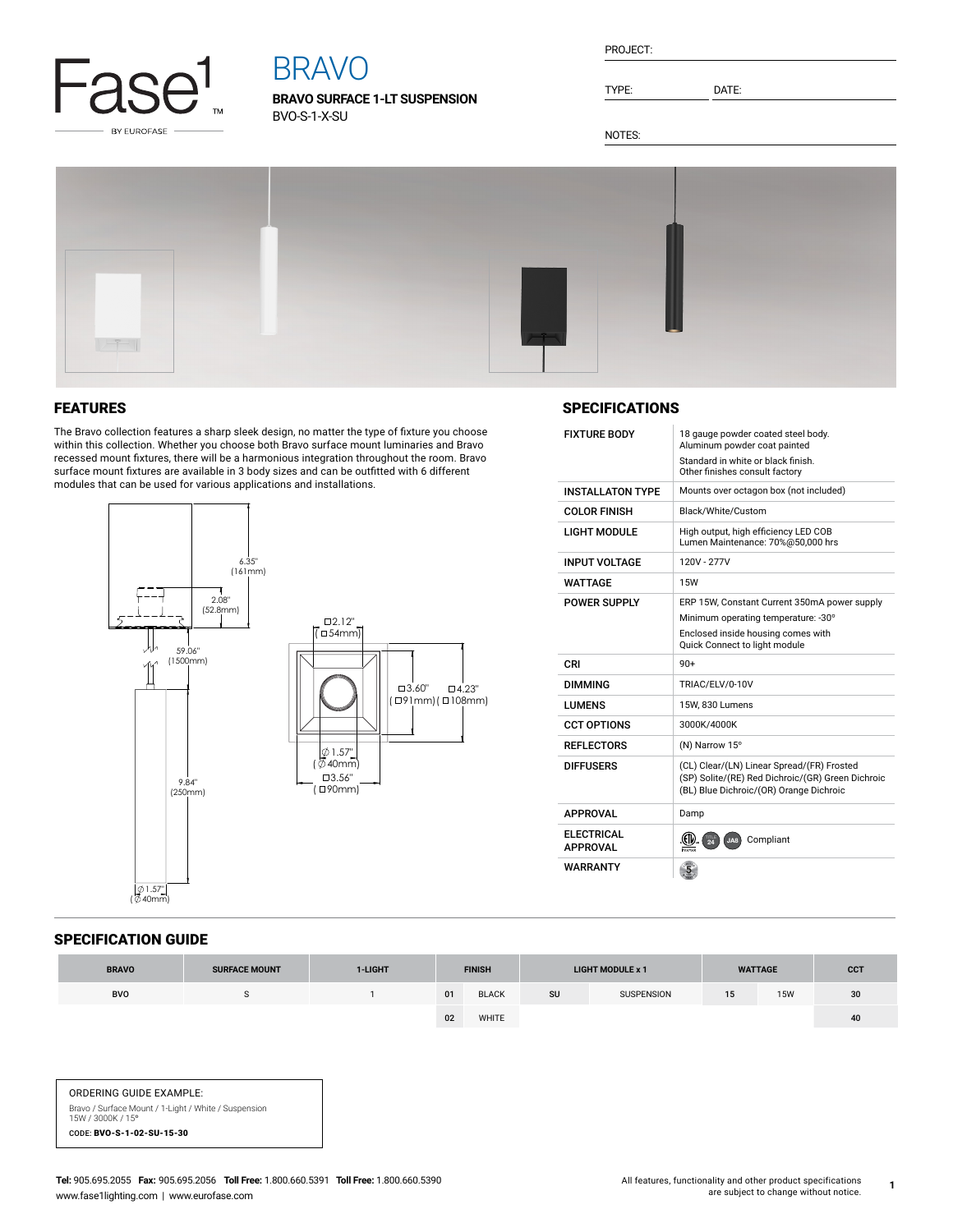Fase1™ BY EUROFASE

# BRAVO

**BRAVO SURFACE 1-LT SUSPENSION**

BVO-S-1-X-SU

PROJECT:

TYPE: DATE:

NOTES:

## FEATURES

The Bravo collection features a sharp sleek design, no matter the type of fixture you choose within this collection. Whether you choose both Bravo surface mount luminaries and Bravo recessed mount fixtures, there will be a harmonious integration throughout the room. Bravo surface mount fixtures are available in 3 body sizes and can be outfitted with 6 different modules that can be used for various applications and installations.

6.35" (161mm)
2.08" (52.8mm)
59.06" (1500mm)
9.84" (250mm)
⌀1.57" (⌀40mm)
□2.12" (□54mm)
□3.60" (□91mm)
□4.23" (□108mm)
⌀1.57" (⌀40mm)
□3.56" (□90mm)

## SPECIFICATIONS

| | |
|---|---|
| FIXTURE BODY | 18 gauge powder coated steel body. Aluminum powder coat painted<br>Standard in white or black finish. Other finishes consult factory |
| INSTALLATON TYPE | Mounts over octagon box (not included) |
| COLOR FINISH | Black/White/Custom |
| LIGHT MODULE | High output, high efficiency LED COB<br>Lumen Maintenance: 70%@50,000 hrs |
| INPUT VOLTAGE | 120V - 277V |
| WATTAGE | 15W |
| POWER SUPPLY | ERP 15W, Constant Current 350mA power supply<br>Minimum operating temperature: -30°<br>Enclosed inside housing comes with Quick Connect to light module |
| CRI | 90+ |
| DIMMING | TRIAC/ELV/0-10V |
| LUMENS | 15W, 830 Lumens |
| CCT OPTIONS | 3000K/4000K |
| REFLECTORS | (N) Narrow 15° |
| DIFFUSERS | (CL) Clear/(LN) Linear Spread/(FR) Frosted<br>(SP) Solite/(RE) Red Dichroic/(GR) Green Dichroic<br>(BL) Blue Dichroic/(OR) Orange Dichroic |
| APPROVAL | Damp |
| ELECTRICAL APPROVAL | Compliant |
| WARRANTY | 5 |

## SPECIFICATION GUIDE

| BRAVO | SURFACE MOUNT | 1-LIGHT | FINISH | | LIGHT MODULE x 1 | | WATTAGE | | CCT |
|---|---|---|---|---|---|---|---|---|---|
| BVO | S | 1 | 01 | BLACK | SU | SUSPENSION | 15 | 15W | 30 |
| | | | 02 | WHITE | | | | | 40 |

ORDERING GUIDE EXAMPLE:

Bravo / Surface Mount / 1-Light / White / Suspension
15W / 3000K / 15°

CODE: **BVO-S-1-02-SU-15-30**

**Tel:** 905.695.2055 **Fax:** 905.695.2056 **Toll Free:** 1.800.660.5391 **Toll Free:** 1.800.660.5390
www.fase1lighting.com | www.eurofase.com

All features, functionality and other product specifications are subject to change without notice.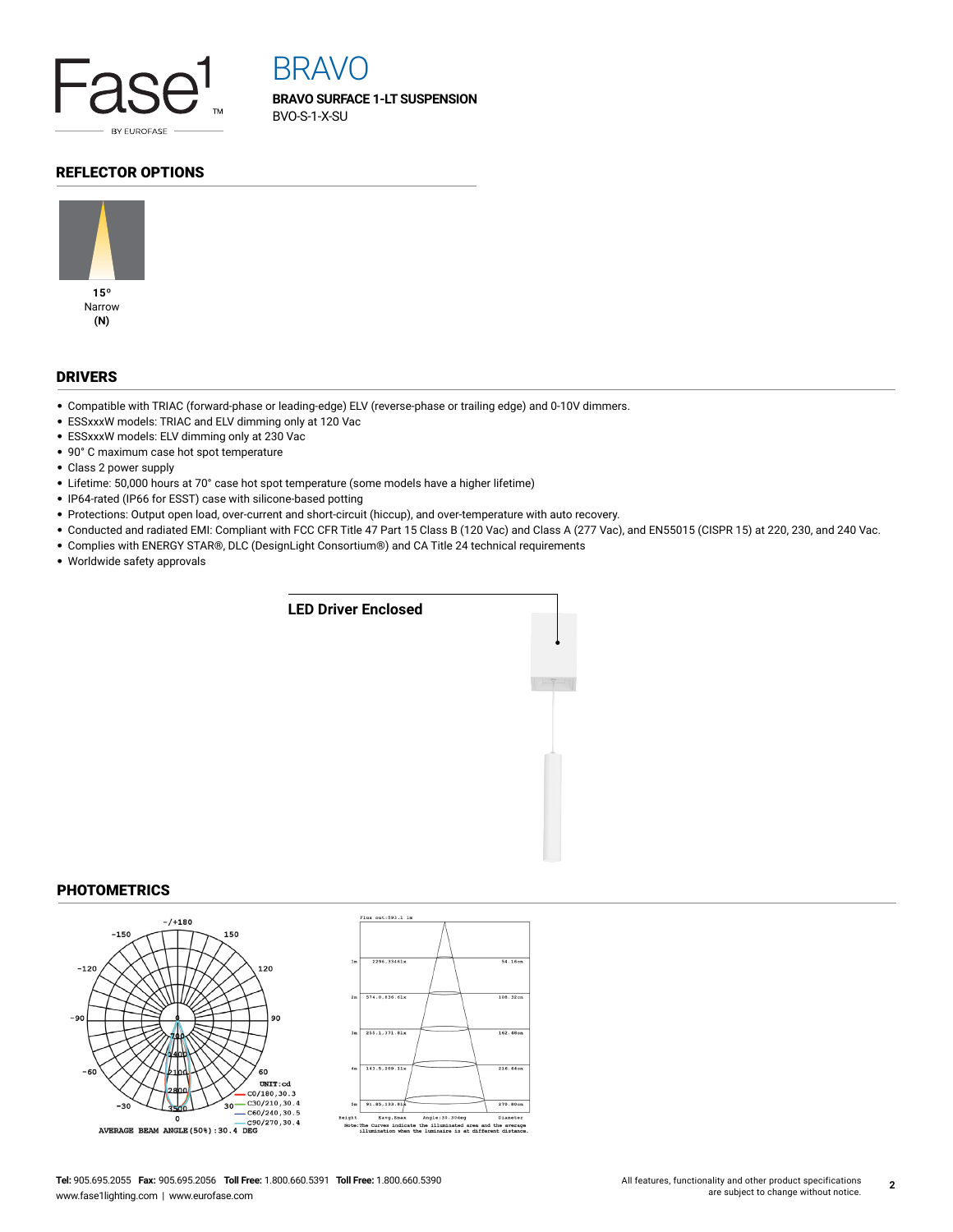# BRAVO

**BRAVO SURFACE 1-LT SUSPENSION**

BVO-S-1-X-SU

## REFLECTOR OPTIONS

**15°**
Narrow
**(N)**

## DRIVERS

- Compatible with TRIAC (forward-phase or leading-edge) ELV (reverse-phase or trailing edge) and 0-10V dimmers.
- ESSxxxW models: TRIAC and ELV dimming only at 120 Vac
- ESSxxxW models: ELV dimming only at 230 Vac
- 90° C maximum case hot spot temperature
- Class 2 power supply
- Lifetime: 50,000 hours at 70° case hot spot temperature (some models have a higher lifetime)
- IP64-rated (IP66 for ESST) case with silicone-based potting
- Protections: Output open load, over-current and short-circuit (hiccup), and over-temperature with auto recovery.
- Conducted and radiated EMI: Compliant with FCC CFR Title 47 Part 15 Class B (120 Vac) and Class A (277 Vac), and EN55015 (CISPR 15) at 220, 230, and 240 Vac.
- Complies with ENERGY STAR®, DLC (DesignLight Consortium®) and CA Title 24 technical requirements
- Worldwide safety approvals

**LED Driver Enclosed**

## PHOTOMETRICS

-/+180
-150
150
-120
120
-90
90
-60
60
-30
30
0
700
1400
2100
2800
3500
UNIT:cd
C0/180,30.3
C30/210,30.4
C60/240,30.5
C90/270,30.4
AVERAGE BEAM ANGLE(50%):30.4 DEG

Flux out:593.1 lm
1m 2296.33461x 54.16cm
2m 574.0.836.61x 108.32cm
3m 255.1.371.81x 162.48cm
4m 143.5.209.11x 216.64cm
5m 91.85,133.81x 270.80cm
Height Eavg,Emax Angle:30.30deg Diameter
Note:The Curves indicate the illuminated area and the average illumination when the luminaire is at different distance.

**Tel:** 905.695.2055 **Fax:** 905.695.2056 **Toll Free:** 1.800.660.5391 **Toll Free:** 1.800.660.5390
www.fase1lighting.com | www.eurofase.com

All features, functionality and other product specifications are subject to change without notice.